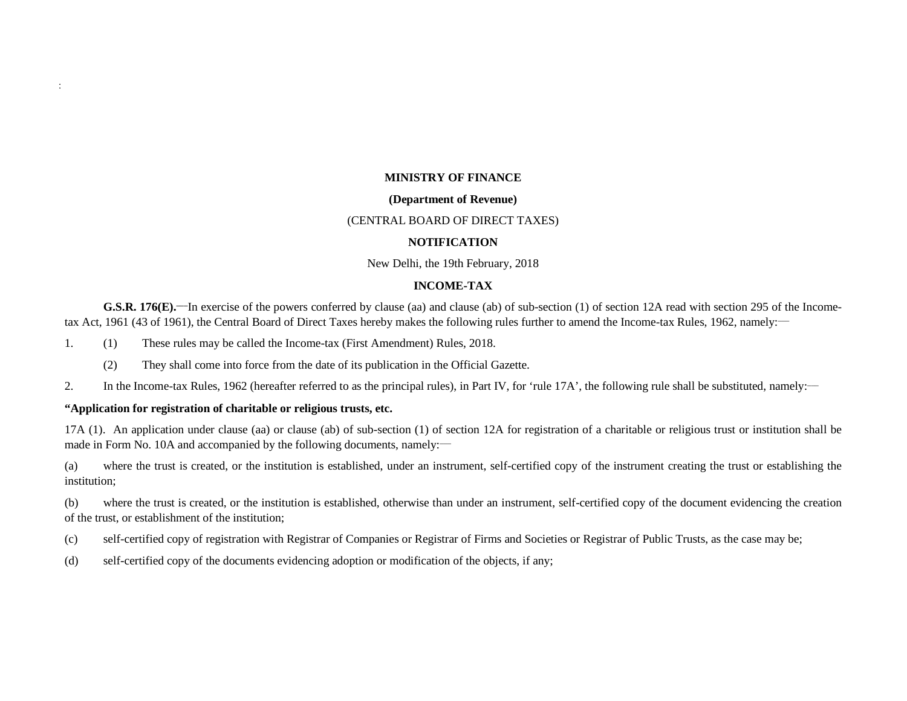**MINISTRY OF FINANCE**

**(Department of Revenue)**

(CENTRAL BOARD OF DIRECT TAXES)

**NOTIFICATION**

New Delhi, the 19th February, 2018

**INCOME-TAX**

**G.S.R. 176(E).**—In exercise of the powers conferred by clause (aa) and clause (ab) of sub-section (1) of section 12A read with section 295 of the Income-tax Act, 1961 (43 of 1961), the Central Board of Direct Taxes hereby makes the following rules further to amend the Income-tax Rules, 1962, namely:—

1. (1) These rules may be called the Income-tax (First Amendment) Rules, 2018.

   (2) They shall come into force from the date of its publication in the Official Gazette.

2. In the Income-tax Rules, 1962 (hereafter referred to as the principal rules), in Part IV, for 'rule 17A', the following rule shall be substituted, namely:—

**"Application for registration of charitable or religious trusts, etc.**

17A (1). An application under clause (aa) or clause (ab) of sub-section (1) of section 12A for registration of a charitable or religious trust or institution shall be made in Form No. 10A and accompanied by the following documents, namely:—

(a) where the trust is created, or the institution is established, under an instrument, self-certified copy of the instrument creating the trust or establishing the institution;

(b) where the trust is created, or the institution is established, otherwise than under an instrument, self-certified copy of the document evidencing the creation of the trust, or establishment of the institution;

(c) self-certified copy of registration with Registrar of Companies or Registrar of Firms and Societies or Registrar of Public Trusts, as the case may be;

(d) self-certified copy of the documents evidencing adoption or modification of the objects, if any;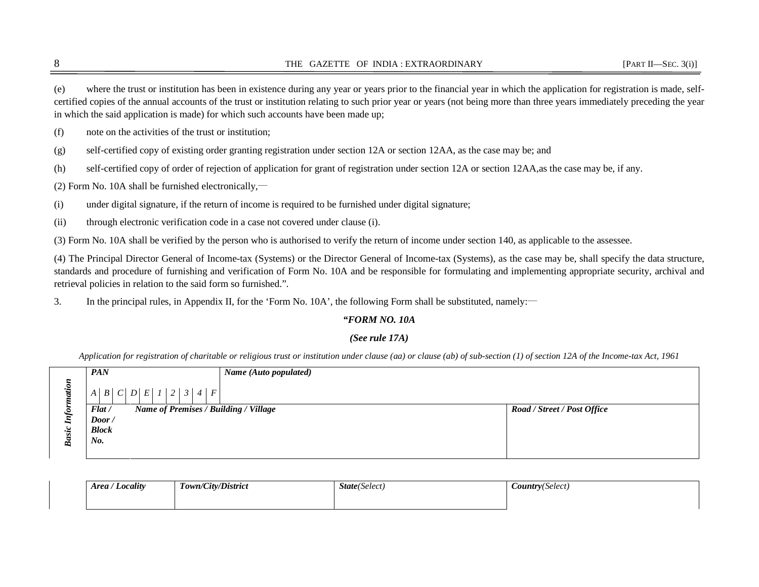(e) where the trust or institution has been in existence during any year or years prior to the financial year in which the application for registration is made, self-certified copies of the annual accounts of the trust or institution relating to such prior year or years (not being more than three years immediately preceding the year in which the said application is made) for which such accounts have been made up;

(f) note on the activities of the trust or institution;

(g) self-certified copy of existing order granting registration under section 12A or section 12AA, as the case may be; and

(h) self-certified copy of order of rejection of application for grant of registration under section 12A or section 12AA,as the case may be, if any.

(2) Form No. 10A shall be furnished electronically,—

(i) under digital signature, if the return of income is required to be furnished under digital signature;

(ii) through electronic verification code in a case not covered under clause (i).

(3) Form No. 10A shall be verified by the person who is authorised to verify the return of income under section 140, as applicable to the assessee.

(4) The Principal Director General of Income-tax (Systems) or the Director General of Income-tax (Systems), as the case may be, shall specify the data structure, standards and procedure of furnishing and verification of Form No. 10A and be responsible for formulating and implementing appropriate security, archival and retrieval policies in relation to the said form so furnished.”.

3. In the principal rules, in Appendix II, for the ‘Form No. 10A’, the following Form shall be substituted, namely:—

***“FORM NO. 10A***

***(See rule 17A)***

*Application for registration of charitable or religious trust or institution under clause (aa) or clause (ab) of sub-section (1) of section 12A of the Income-tax Act, 1961*

| *Basic Information* | ***PAN*** *A B C D E 1 2 3 4 F* | | ***Name (Auto populated)*** | |
|---|---|---|---|---|
| | ***Flat / Door / Block No.*** | ***Name of Premises / Building / Village*** | | ***Road / Street / Post Office*** |
| | ***Area / Locality*** | ***Town/City/District*** | ***State****(Select)* | ***Country****(Select)* |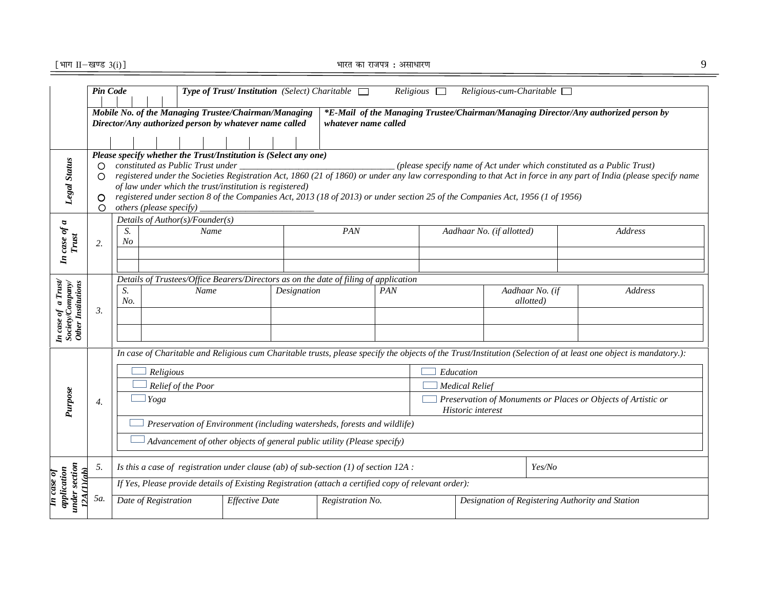| | | | | | | |
|---|---|---|---|---|---|---|
| | ***Pin Code*** | | ***Type of Trust/ Institution*** *(Select) Charitable* ☐ *Religious* ☐ *Religious-cum-Charitable* ☐ | | | |
| | ***Mobile No. of the Managing Trustee/Chairman/Managing Director/Any authorized person by whatever name called*** | | ***\*E-Mail of the Managing Trustee/Chairman/Managing Director/Any authorized person by whatever name called*** | | | |
| ***Legal Status*** | ***Please specify whether the Trust/Institution is (Select any one)*** <br> ○ *constituted as Public Trust under \_\_\_\_\_\_\_\_\_\_\_\_\_\_\_\_\_\_\_\_\_\_\_\_\_\_\_\_\_\_\_\_\_ (please specify name of Act under which constituted as a Public Trust)* <br> ○ *registered under the Societies Registration Act, 1860 (21 of 1860) or under any law corresponding to that Act in force in any part of India (please specify name of law under which the trust/institution is registered)* <br> ○ *registered under section 8 of the Companies Act, 2013 (18 of 2013) or under section 25 of the Companies Act, 1956 (1 of 1956)* <br> ○ *others (please specify) \_\_\_\_\_\_\_\_\_\_\_\_\_\_\_\_\_\_\_\_\_\_\_\_\_* | | | | | |

***In case of a Trust***

2. *Details of Author(s)/Founder(s)*

| *S. No* | *Name* | *PAN* | *Aadhaar No. (if allotted)* | *Address* |
|---|---|---|---|---|
| | | | | |
| | | | | |

***In case of a Trust/ Society/Company/ Other Institutions***

3. *Details of Trustees/Office Bearers/Directors as on the date of filing of application*

| *S. No.* | *Name* | *Designation* | *PAN* | *Aadhaar No. (if allotted)* | *Address* |
|---|---|---|---|---|---|
| | | | | | |
| | | | | | |

***Purpose***

4. *In case of Charitable and Religious cum Charitable trusts, please specify the objects of the Trust/Institution (Selection of at least one object is mandatory.):*

| | |
|---|---|
| ☐ *Religious* | ☐ *Education* |
| ☐ *Relief of the Poor* | ☐ *Medical Relief* |
| ☐ *Yoga* | ☐ *Preservation of Monuments or Places or Objects of Artistic or Historic interest* |
| ☐ *Preservation of Environment (including watersheds, forests and wildlife)* | |
| ☐ *Advancement of other objects of general public utility (Please specify)* | |

***In case of application under section 12A(1)(ab)***

| | | | | |
|---|---|---|---|---|
| *5.* | *Is this a case of registration under clause (ab) of sub-section (1) of section 12A :* | | | *Yes/No* |
| *5a.* | *If Yes, Please provide details of Existing Registration (attach a certified copy of relevant order):* | | | |
| | *Date of Registration* | *Effective Date* | *Registration No.* | *Designation of Registering Authority and Station* |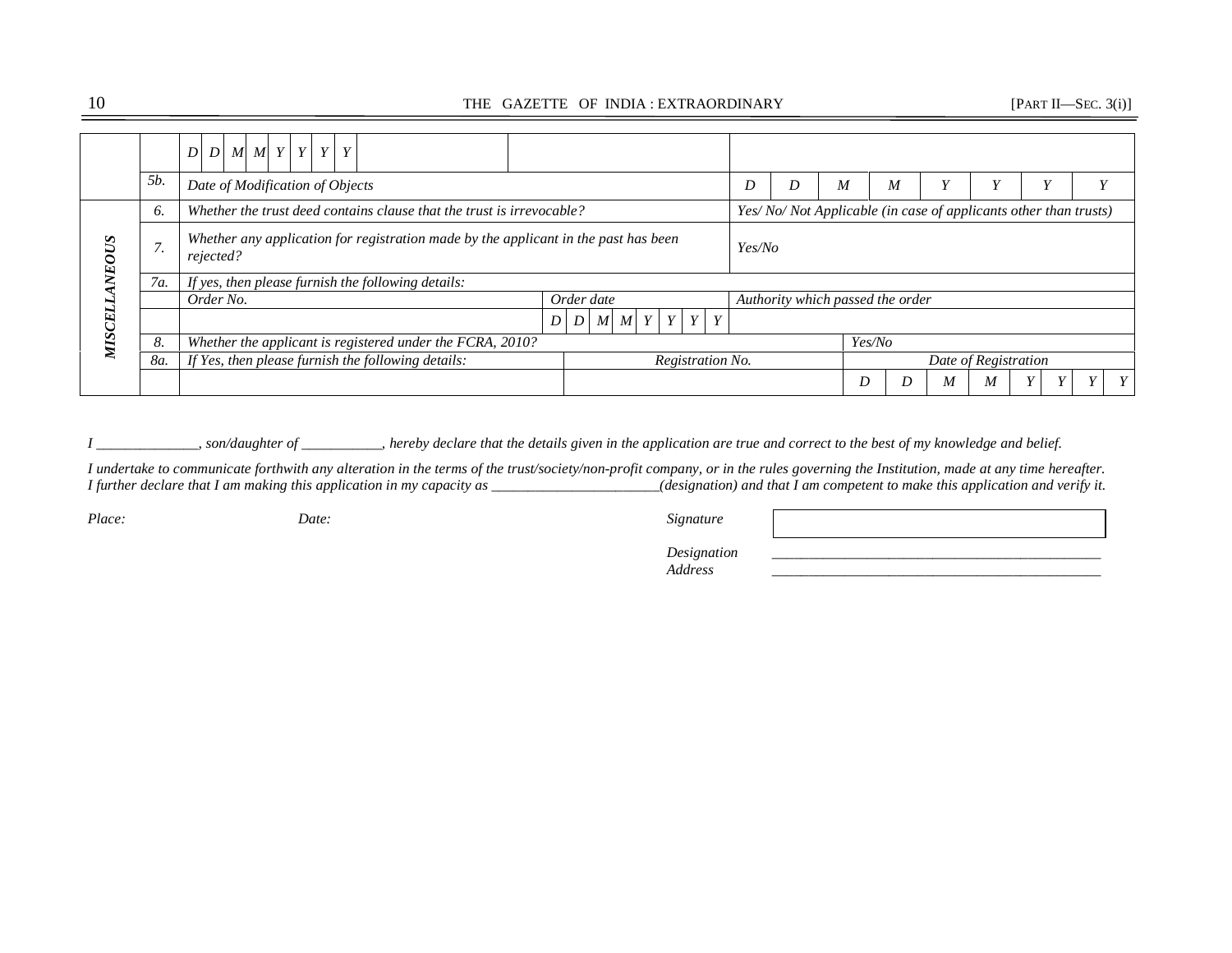| | | | | |
|---|---|---|---|---|
| | | D D M M Y Y Y Y | | |
| | 5b. | Date of Modification of Objects | | D D M M Y Y Y Y |
| **MISCELLANEOUS** | 6. | Whether the trust deed contains clause that the trust is irrevocable? | | Yes/ No/ Not Applicable (in case of applicants other than trusts) |
| | 7. | Whether any application for registration made by the applicant in the past has been rejected? | | Yes/No |
| | 7a. | If yes, then please furnish the following details: | | |
| | | Order No. | Order date | Authority which passed the order |
| | | | D D M M Y Y Y Y | |
| | 8. | Whether the applicant is registered under the FCRA, 2010? | | Yes/No |
| | 8a. | If Yes, then please furnish the following details: | Registration No. | Date of Registration |
| | | | | D D M M Y Y Y Y |

*I ______________, son/daughter of ___________, hereby declare that the details given in the application are true and correct to the best of my knowledge and belief.*

*I undertake to communicate forthwith any alteration in the terms of the trust/society/non-profit company, or in the rules governing the Institution, made at any time hereafter. I further declare that I am making this application in my capacity as _______________________(designation) and that I am competent to make this application and verify it.*

*Place:* *Date:*

*Signature* ______________________________________________

*Designation* ______________________________________________

*Address* ______________________________________________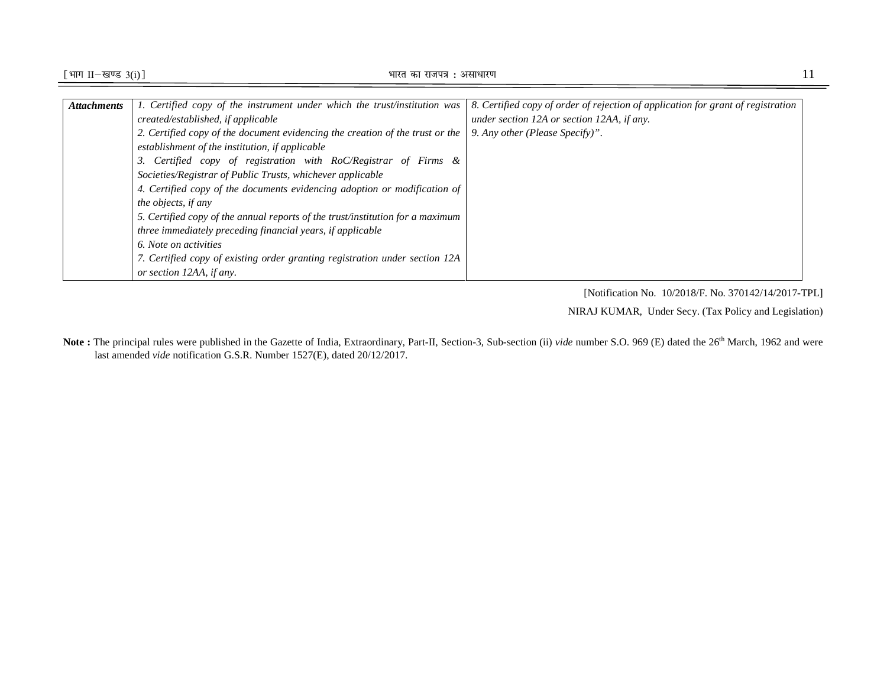| | | |
|---|---|---|
| ***Attachments*** | *1. Certified copy of the instrument under which the trust/institution was created/established, if applicable*<br>*2. Certified copy of the document evidencing the creation of the trust or the establishment of the institution, if applicable*<br>*3. Certified copy of registration with RoC/Registrar of Firms & Societies/Registrar of Public Trusts, whichever applicable*<br>*4. Certified copy of the documents evidencing adoption or modification of the objects, if any*<br>*5. Certified copy of the annual reports of the trust/institution for a maximum three immediately preceding financial years, if applicable*<br>*6. Note on activities*<br>*7. Certified copy of existing order granting registration under section 12A or section 12AA, if any.* | *8. Certified copy of order of rejection of application for grant of registration under section 12A or section 12AA, if any.*<br>*9. Any other (Please Specify)".* |

[Notification No. 10/2018/F. No. 370142/14/2017-TPL]

NIRAJ KUMAR, Under Secy. (Tax Policy and Legislation)

**Note :** The principal rules were published in the Gazette of India, Extraordinary, Part-II, Section-3, Sub-section (ii) *vide* number S.O. 969 (E) dated the 26th March, 1962 and were last amended *vide* notification G.S.R. Number 1527(E), dated 20/12/2017.